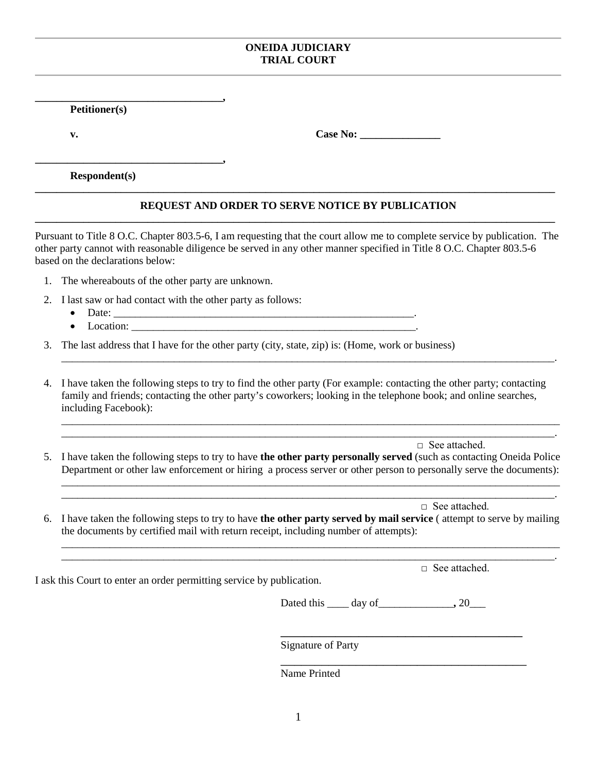**ONEIDA JUDICIARY**
**TRIAL COURT**

---

**_________________________________,**
**Petitioner(s)**

**v.** **Case No: _______________**

**_________________________________,**
**Respondent(s)**

---

## REQUEST AND ORDER TO SERVE NOTICE BY PUBLICATION

---

Pursuant to Title 8 O.C. Chapter 803.5-6, I am requesting that the court allow me to complete service by publication. The other party cannot with reasonable diligence be served in any other manner specified in Title 8 O.C. Chapter 803.5-6 based on the declarations below:

1. The whereabouts of the other party are unknown.
2. I last saw or had contact with the other party as follows:
   - Date: _________________________________________________________.
   - Location: ______________________________________________________.
3. The last address that I have for the other party (city, state, zip) is: (Home, work or business)
   _____________________________________________________________________________________________.
4. I have taken the following steps to try to find the other party (For example: contacting the other party; contacting family and friends; contacting the other party's coworkers; looking in the telephone book; and online searches, including Facebook):
   _____________________________________________________________________________________________
   _____________________________________________________________________________________________.
   □ See attached.
5. I have taken the following steps to try to have **the other party personally served** (such as contacting Oneida Police Department or other law enforcement or hiring a process server or other person to personally serve the documents):
   _____________________________________________________________________________________________
   _____________________________________________________________________________________________.
   □ See attached.
6. I have taken the following steps to try to have **the other party served by mail service** ( attempt to serve by mailing the documents by certified mail with return receipt, including number of attempts):
   _____________________________________________________________________________________________
   _____________________________________________________________________________________________.
   □ See attached.

I ask this Court to enter an order permitting service by publication.

Dated this ____ day of______________**,** 20___

_____________________________________________
Signature of Party

_____________________________________________
Name Printed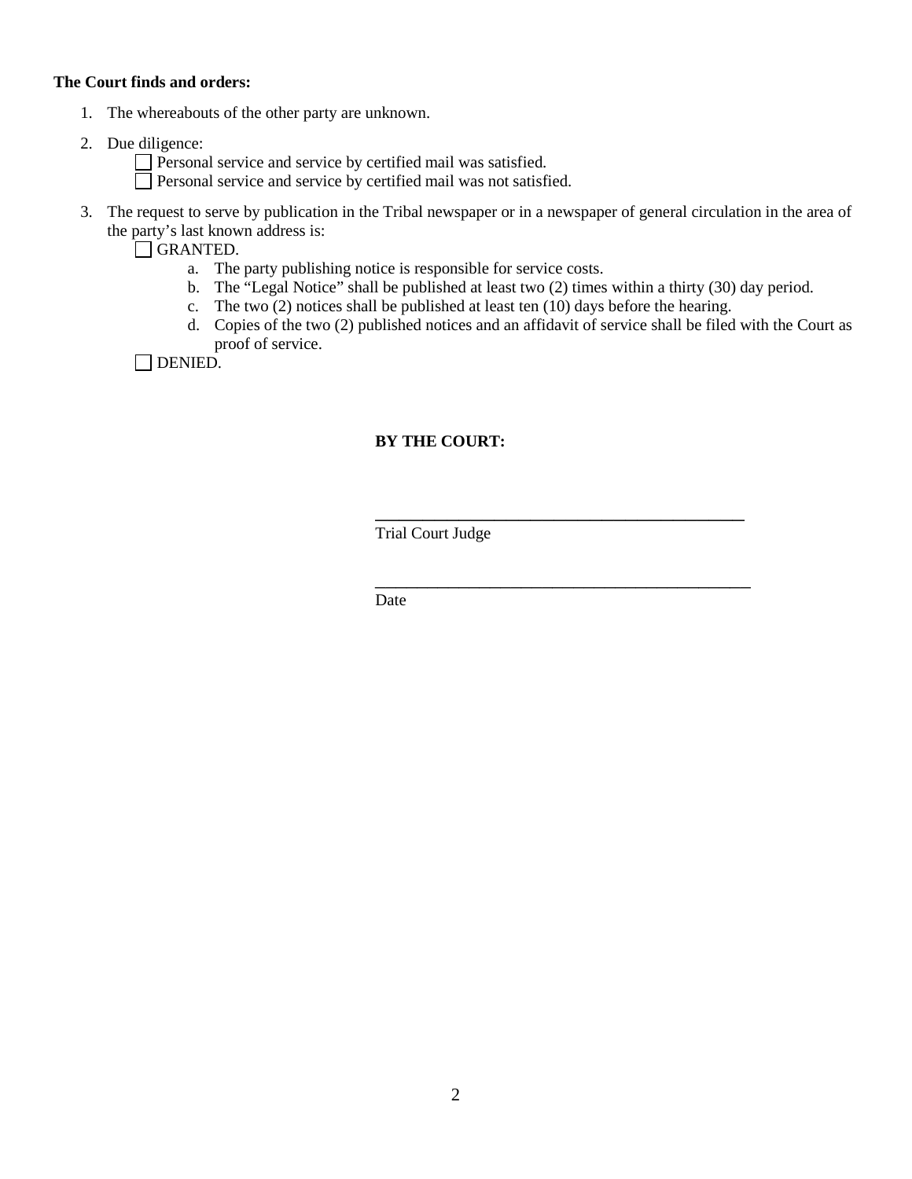**The Court finds and orders:**

1. The whereabouts of the other party are unknown.

2. Due diligence:
   ☐ Personal service and service by certified mail was satisfied.
   ☐ Personal service and service by certified mail was not satisfied.

3. The request to serve by publication in the Tribal newspaper or in a newspaper of general circulation in the area of the party's last known address is:
   ☐ GRANTED.
      a. The party publishing notice is responsible for service costs.
      b. The "Legal Notice" shall be published at least two (2) times within a thirty (30) day period.
      c. The two (2) notices shall be published at least ten (10) days before the hearing.
      d. Copies of the two (2) published notices and an affidavit of service shall be filed with the Court as proof of service.

   ☐ DENIED.

**BY THE COURT:**

_____________________________________________
Trial Court Judge

_____________________________________________
Date